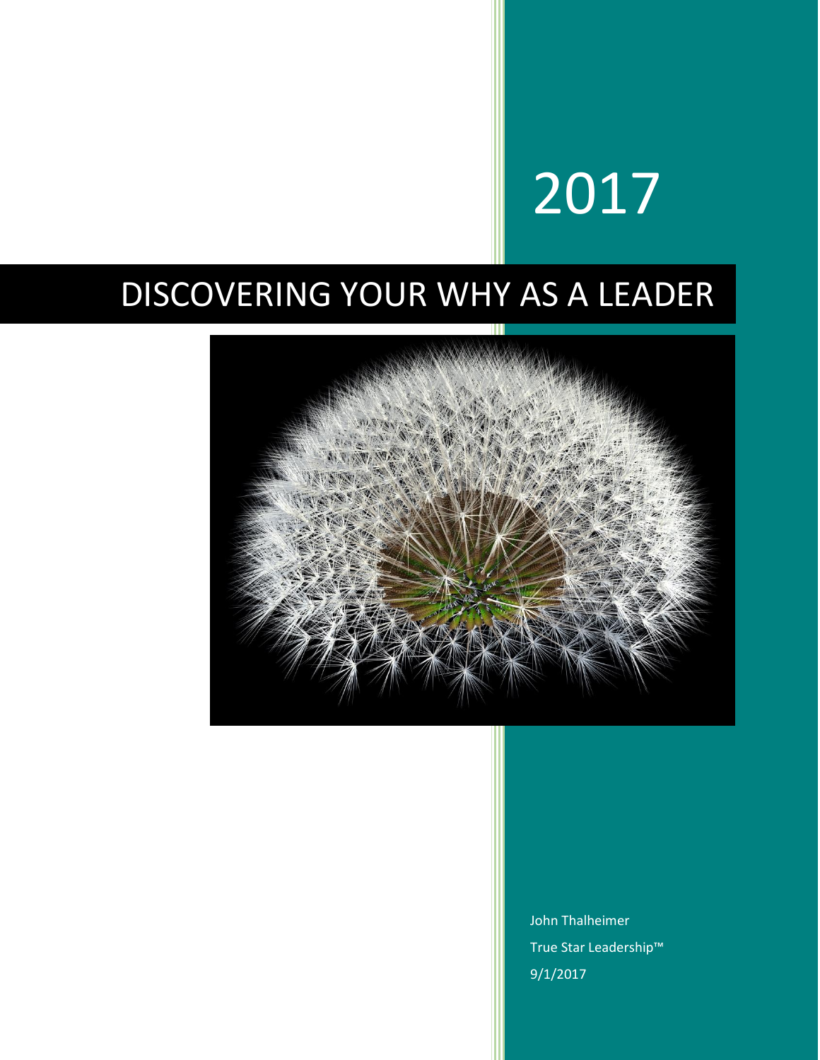2017

# DISCOVERING YOUR WHY AS A LEADER

John Thalheimer

True Star Leadership™

9/1/2017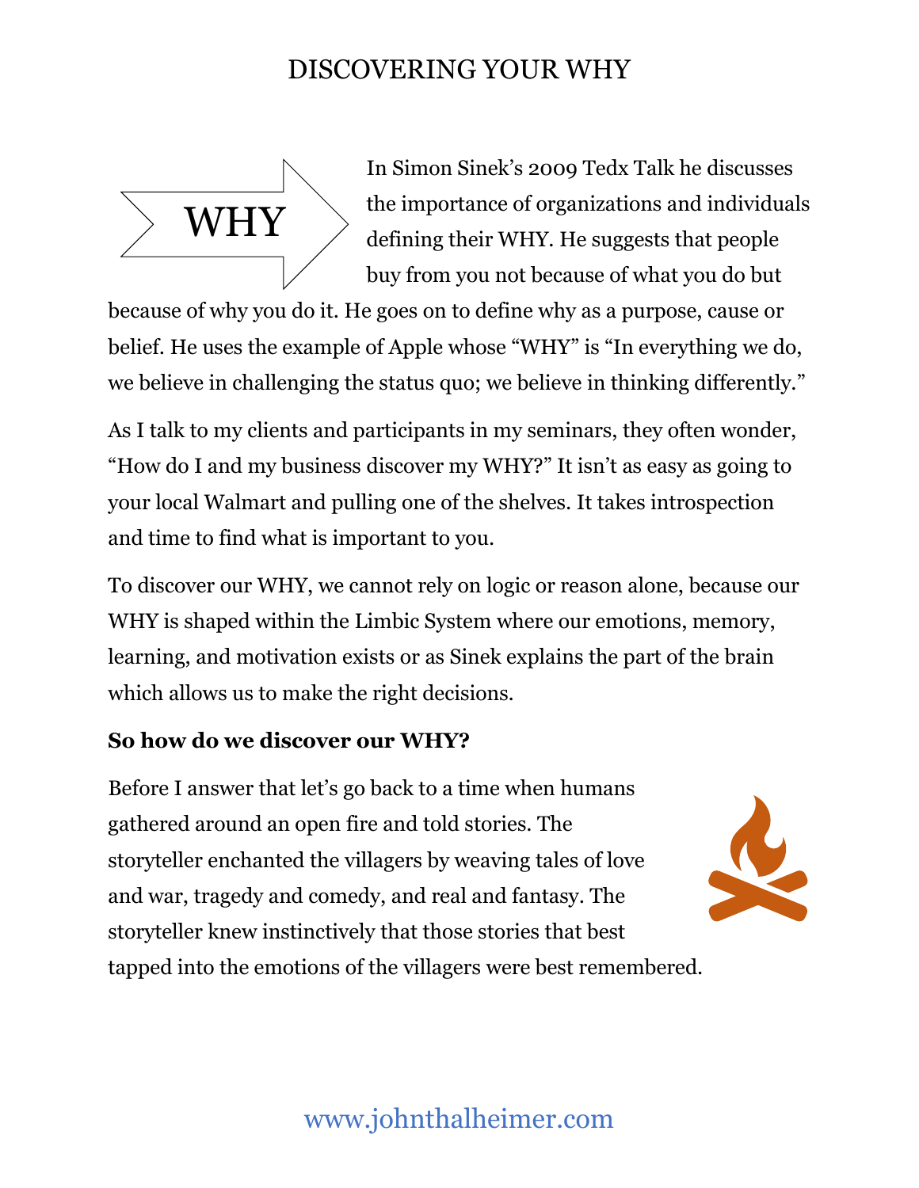# DISCOVERING YOUR WHY

In Simon Sinek's 2009 Tedx Talk he discusses the importance of organizations and individuals defining their WHY. He suggests that people buy from you not because of what you do but because of why you do it. He goes on to define why as a purpose, cause or belief. He uses the example of Apple whose "WHY" is "In everything we do, we believe in challenging the status quo; we believe in thinking differently."

As I talk to my clients and participants in my seminars, they often wonder, "How do I and my business discover my WHY?" It isn't as easy as going to your local Walmart and pulling one of the shelves. It takes introspection and time to find what is important to you.

To discover our WHY, we cannot rely on logic or reason alone, because our WHY is shaped within the Limbic System where our emotions, memory, learning, and motivation exists or as Sinek explains the part of the brain which allows us to make the right decisions.

**So how do we discover our WHY?**

Before I answer that let's go back to a time when humans gathered around an open fire and told stories. The storyteller enchanted the villagers by weaving tales of love and war, tragedy and comedy, and real and fantasy. The storyteller knew instinctively that those stories that best tapped into the emotions of the villagers were best remembered.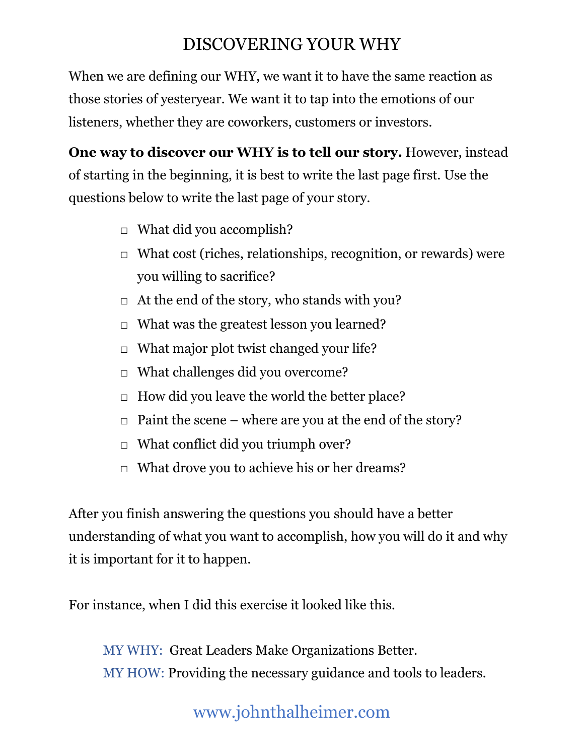# DISCOVERING YOUR WHY

When we are defining our WHY, we want it to have the same reaction as those stories of yesteryear. We want it to tap into the emotions of our listeners, whether they are coworkers, customers or investors.

**One way to discover our WHY is to tell our story.** However, instead of starting in the beginning, it is best to write the last page first. Use the questions below to write the last page of your story.

- ▫ What did you accomplish?
- ▫ What cost (riches, relationships, recognition, or rewards) were you willing to sacrifice?
- ▫ At the end of the story, who stands with you?
- ▫ What was the greatest lesson you learned?
- ▫ What major plot twist changed your life?
- ▫ What challenges did you overcome?
- ▫ How did you leave the world the better place?
- ▫ Paint the scene – where are you at the end of the story?
- ▫ What conflict did you triumph over?
- ▫ What drove you to achieve his or her dreams?

After you finish answering the questions you should have a better understanding of what you want to accomplish, how you will do it and why it is important for it to happen.

For instance, when I did this exercise it looked like this.

MY WHY: Great Leaders Make Organizations Better.
MY HOW: Providing the necessary guidance and tools to leaders.

www.johnthalheimer.com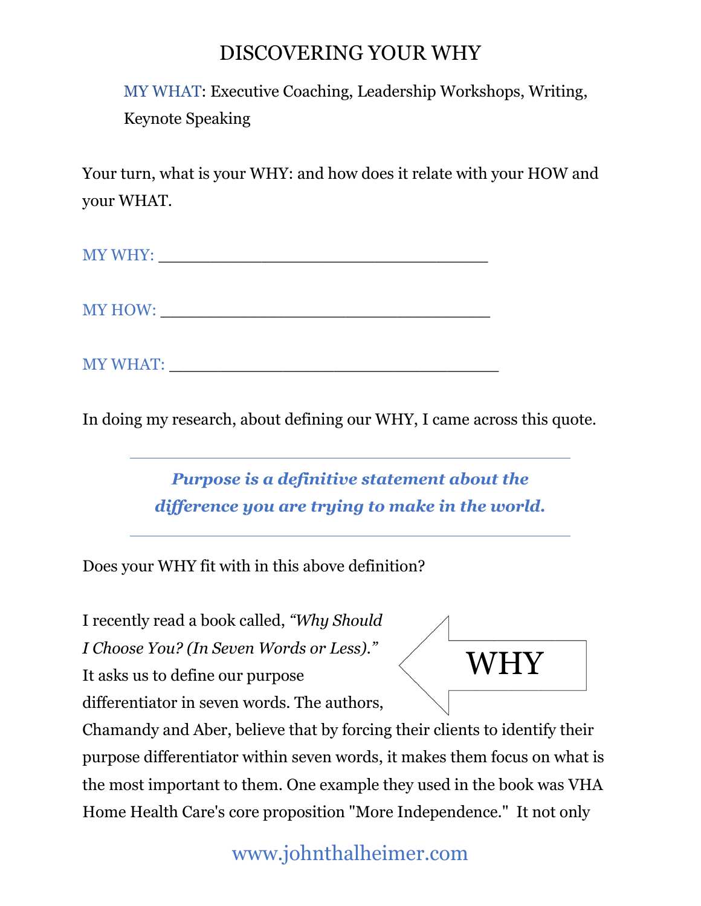# DISCOVERING YOUR WHY

MY WHAT: Executive Coaching, Leadership Workshops, Writing, Keynote Speaking

Your turn, what is your WHY: and how does it relate with your HOW and your WHAT.

MY WHY: ___________________________________

MY HOW: ___________________________________

MY WHAT: ___________________________________

In doing my research, about defining our WHY, I came across this quote.

---

***Purpose is a definitive statement about the difference you are trying to make in the world.***

---

Does your WHY fit with in this above definition?

WHY

I recently read a book called, *"Why Should I Choose You? (In Seven Words or Less)."* It asks us to define our purpose differentiator in seven words. The authors, Chamandy and Aber, believe that by forcing their clients to identify their purpose differentiator within seven words, it makes them focus on what is the most important to them. One example they used in the book was VHA Home Health Care's core proposition "More Independence." It not only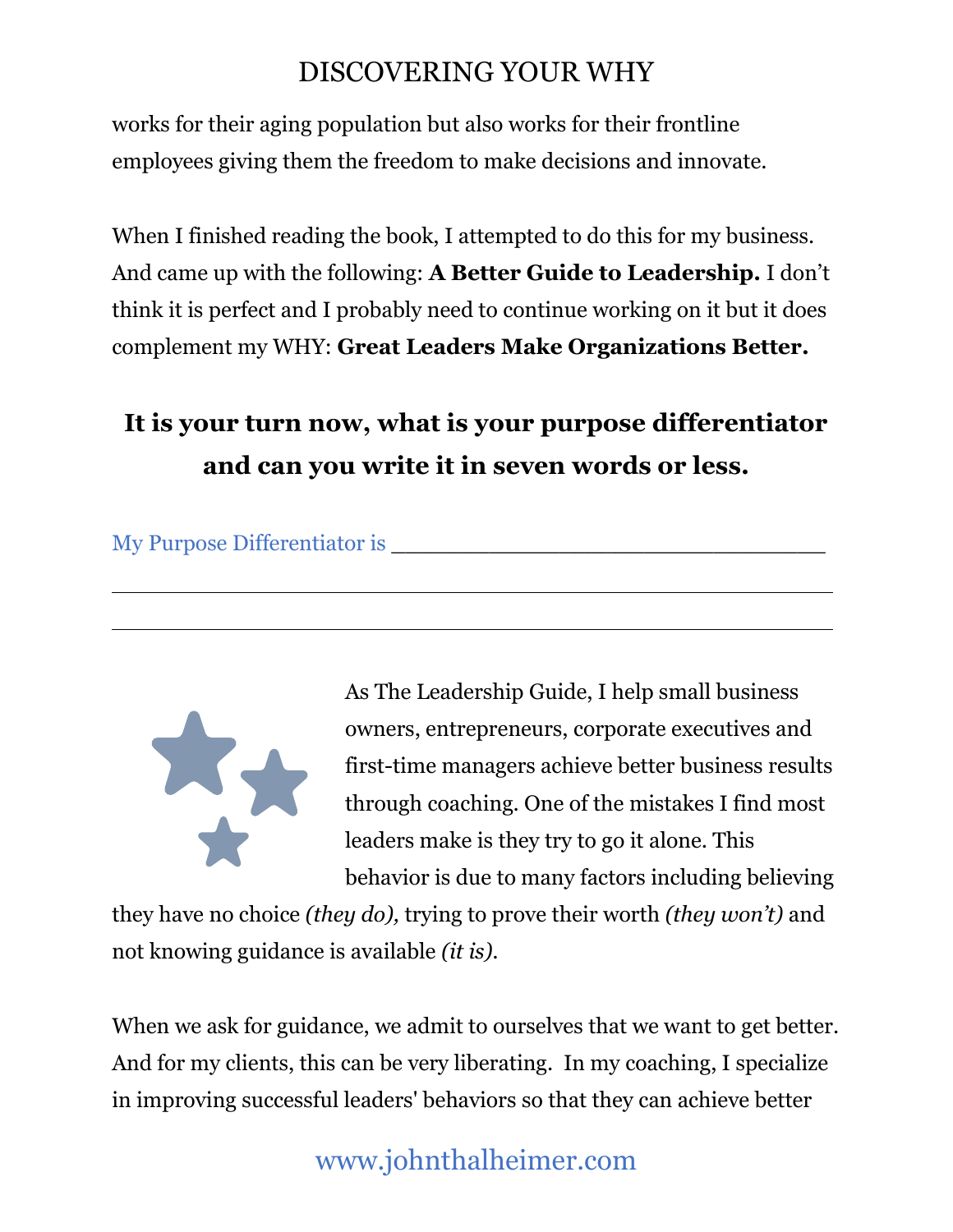works for their aging population but also works for their frontline employees giving them the freedom to make decisions and innovate.

When I finished reading the book, I attempted to do this for my business. And came up with the following: **A Better Guide to Leadership.** I don't think it is perfect and I probably need to continue working on it but it does complement my WHY: **Great Leaders Make Organizations Better.**

**It is your turn now, what is your purpose differentiator and can you write it in seven words or less.**

My Purpose Differentiator is ________________________________

____________________________________________________________

____________________________________________________________

As The Leadership Guide, I help small business owners, entrepreneurs, corporate executives and first-time managers achieve better business results through coaching. One of the mistakes I find most leaders make is they try to go it alone. This behavior is due to many factors including believing they have no choice *(they do),* trying to prove their worth *(they won't)* and not knowing guidance is available *(it is).*

When we ask for guidance, we admit to ourselves that we want to get better. And for my clients, this can be very liberating. In my coaching, I specialize in improving successful leaders' behaviors so that they can achieve better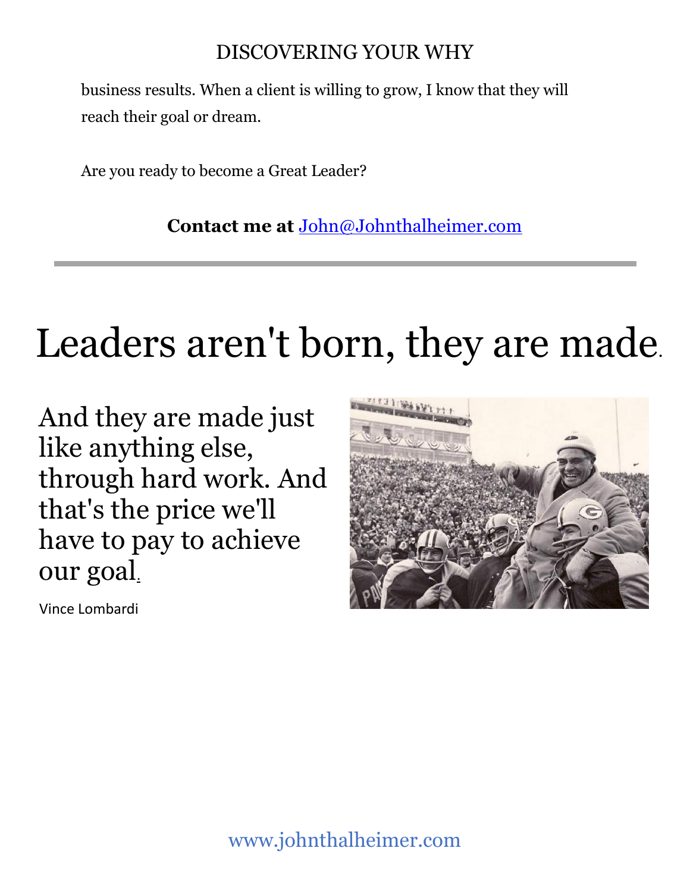business results. When a client is willing to grow, I know that they will reach their goal or dream.

Are you ready to become a Great Leader?

**Contact me at** John@Johnthalheimer.com

---

# Leaders aren't born, they are made.

And they are made just like anything else, through hard work. And that's the price we'll have to pay to achieve our goal.

Vince Lombardi

www.johnthalheimer.com